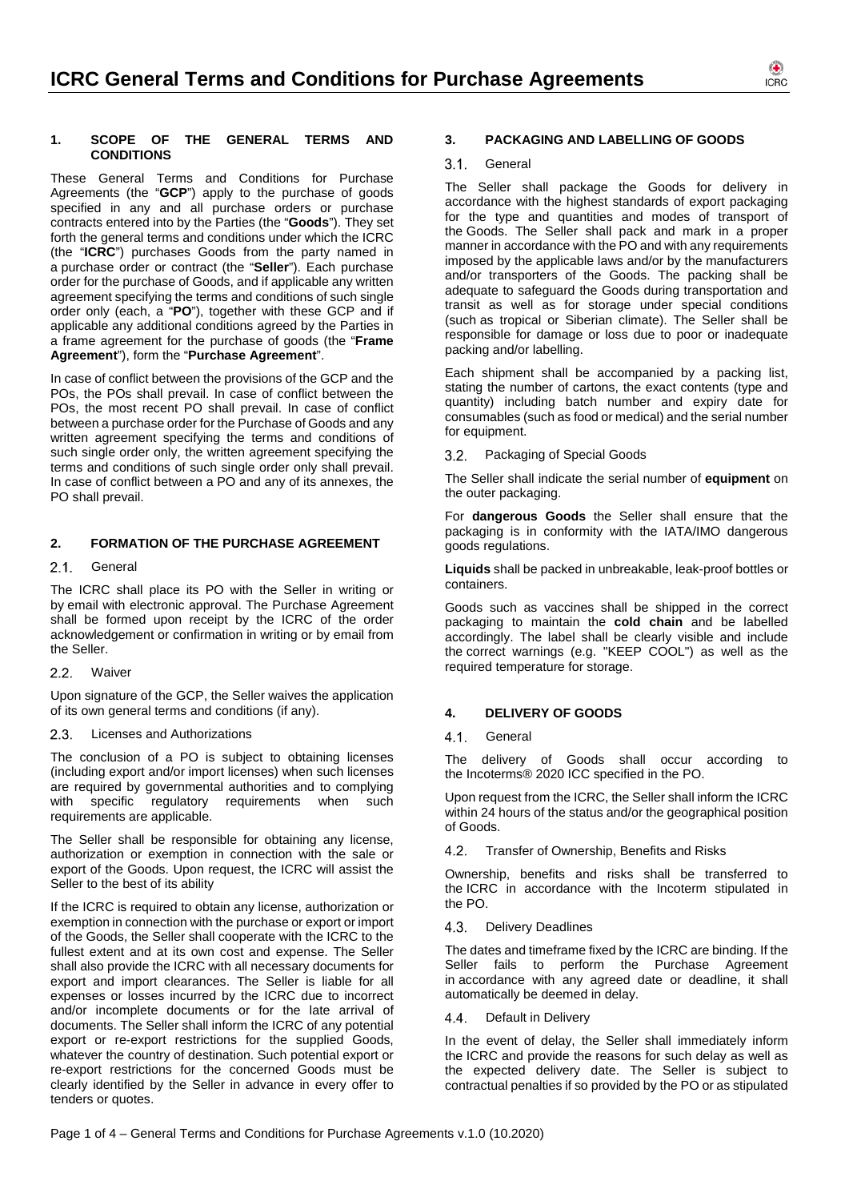# ICRC General Terms and Conditions for Purchase Agreements

## 1. SCOPE OF THE GENERAL TERMS AND CONDITIONS

These General Terms and Conditions for Purchase Agreements (the "**GCP**") apply to the purchase of goods specified in any and all purchase orders or purchase contracts entered into by the Parties (the "**Goods**"). They set forth the general terms and conditions under which the ICRC (the "**ICRC**") purchases Goods from the party named in a purchase order or contract (the "**Seller**"). Each purchase order for the purchase of Goods, and if applicable any written agreement specifying the terms and conditions of such single order only (each, a "**PO**"), together with these GCP and if applicable any additional conditions agreed by the Parties in a frame agreement for the purchase of goods (the "**Frame Agreement**"), form the "**Purchase Agreement**".

In case of conflict between the provisions of the GCP and the POs, the POs shall prevail. In case of conflict between the POs, the most recent PO shall prevail. In case of conflict between a purchase order for the Purchase of Goods and any written agreement specifying the terms and conditions of such single order only, the written agreement specifying the terms and conditions of such single order only shall prevail. In case of conflict between a PO and any of its annexes, the PO shall prevail.

## 2. FORMATION OF THE PURCHASE AGREEMENT

### 2.1. General

The ICRC shall place its PO with the Seller in writing or by email with electronic approval. The Purchase Agreement shall be formed upon receipt by the ICRC of the order acknowledgement or confirmation in writing or by email from the Seller.

### 2.2. Waiver

Upon signature of the GCP, the Seller waives the application of its own general terms and conditions (if any).

### 2.3. Licenses and Authorizations

The conclusion of a PO is subject to obtaining licenses (including export and/or import licenses) when such licenses are required by governmental authorities and to complying with specific regulatory requirements when such requirements are applicable.

The Seller shall be responsible for obtaining any license, authorization or exemption in connection with the sale or export of the Goods. Upon request, the ICRC will assist the Seller to the best of its ability

If the ICRC is required to obtain any license, authorization or exemption in connection with the purchase or export or import of the Goods, the Seller shall cooperate with the ICRC to the fullest extent and at its own cost and expense. The Seller shall also provide the ICRC with all necessary documents for export and import clearances. The Seller is liable for all expenses or losses incurred by the ICRC due to incorrect and/or incomplete documents or for the late arrival of documents. The Seller shall inform the ICRC of any potential export or re-export restrictions for the supplied Goods, whatever the country of destination. Such potential export or re-export restrictions for the concerned Goods must be clearly identified by the Seller in advance in every offer to tenders or quotes.

## 3. PACKAGING AND LABELLING OF GOODS

### 3.1. General

The Seller shall package the Goods for delivery in accordance with the highest standards of export packaging for the type and quantities and modes of transport of the Goods. The Seller shall pack and mark in a proper manner in accordance with the PO and with any requirements imposed by the applicable laws and/or by the manufacturers and/or transporters of the Goods. The packing shall be adequate to safeguard the Goods during transportation and transit as well as for storage under special conditions (such as tropical or Siberian climate). The Seller shall be responsible for damage or loss due to poor or inadequate packing and/or labelling.

Each shipment shall be accompanied by a packing list, stating the number of cartons, the exact contents (type and quantity) including batch number and expiry date for consumables (such as food or medical) and the serial number for equipment.

### 3.2. Packaging of Special Goods

The Seller shall indicate the serial number of **equipment** on the outer packaging.

For **dangerous Goods** the Seller shall ensure that the packaging is in conformity with the IATA/IMO dangerous goods regulations.

**Liquids** shall be packed in unbreakable, leak-proof bottles or containers.

Goods such as vaccines shall be shipped in the correct packaging to maintain the **cold chain** and be labelled accordingly. The label shall be clearly visible and include the correct warnings (e.g. "KEEP COOL") as well as the required temperature for storage.

## 4. DELIVERY OF GOODS

### 4.1. General

The delivery of Goods shall occur according to the Incoterms® 2020 ICC specified in the PO.

Upon request from the ICRC, the Seller shall inform the ICRC within 24 hours of the status and/or the geographical position of Goods.

### 4.2. Transfer of Ownership, Benefits and Risks

Ownership, benefits and risks shall be transferred to the ICRC in accordance with the Incoterm stipulated in the PO.

### 4.3. Delivery Deadlines

The dates and timeframe fixed by the ICRC are binding. If the Seller fails to perform the Purchase Agreement in accordance with any agreed date or deadline, it shall automatically be deemed in delay.

### 4.4. Default in Delivery

In the event of delay, the Seller shall immediately inform the ICRC and provide the reasons for such delay as well as the expected delivery date. The Seller is subject to contractual penalties if so provided by the PO or as stipulated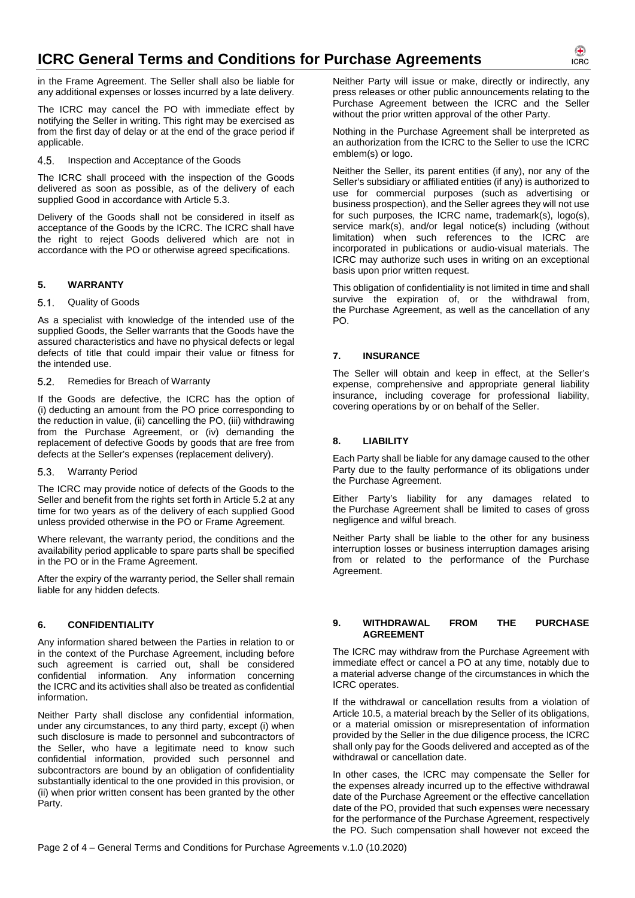in the Frame Agreement. The Seller shall also be liable for any additional expenses or losses incurred by a late delivery.

The ICRC may cancel the PO with immediate effect by notifying the Seller in writing. This right may be exercised as from the first day of delay or at the end of the grace period if applicable.

### 4.5. Inspection and Acceptance of the Goods

The ICRC shall proceed with the inspection of the Goods delivered as soon as possible, as of the delivery of each supplied Good in accordance with Article 5.3.

Delivery of the Goods shall not be considered in itself as acceptance of the Goods by the ICRC. The ICRC shall have the right to reject Goods delivered which are not in accordance with the PO or otherwise agreed specifications.

## 5. WARRANTY

### 5.1. Quality of Goods

As a specialist with knowledge of the intended use of the supplied Goods, the Seller warrants that the Goods have the assured characteristics and have no physical defects or legal defects of title that could impair their value or fitness for the intended use.

### 5.2. Remedies for Breach of Warranty

If the Goods are defective, the ICRC has the option of (i) deducting an amount from the PO price corresponding to the reduction in value, (ii) cancelling the PO, (iii) withdrawing from the Purchase Agreement, or (iv) demanding the replacement of defective Goods by goods that are free from defects at the Seller's expenses (replacement delivery).

### 5.3. Warranty Period

The ICRC may provide notice of defects of the Goods to the Seller and benefit from the rights set forth in Article 5.2 at any time for two years as of the delivery of each supplied Good unless provided otherwise in the PO or Frame Agreement.

Where relevant, the warranty period, the conditions and the availability period applicable to spare parts shall be specified in the PO or in the Frame Agreement.

After the expiry of the warranty period, the Seller shall remain liable for any hidden defects.

## 6. CONFIDENTIALITY

Any information shared between the Parties in relation to or in the context of the Purchase Agreement, including before such agreement is carried out, shall be considered confidential information. Any information concerning the ICRC and its activities shall also be treated as confidential information.

Neither Party shall disclose any confidential information, under any circumstances, to any third party, except (i) when such disclosure is made to personnel and subcontractors of the Seller, who have a legitimate need to know such confidential information, provided such personnel and subcontractors are bound by an obligation of confidentiality substantially identical to the one provided in this provision, or (ii) when prior written consent has been granted by the other Party.

Neither Party will issue or make, directly or indirectly, any press releases or other public announcements relating to the Purchase Agreement between the ICRC and the Seller without the prior written approval of the other Party.

Nothing in the Purchase Agreement shall be interpreted as an authorization from the ICRC to the Seller to use the ICRC emblem(s) or logo.

Neither the Seller, its parent entities (if any), nor any of the Seller's subsidiary or affiliated entities (if any) is authorized to use for commercial purposes (such as advertising or business prospection), and the Seller agrees they will not use for such purposes, the ICRC name, trademark(s), logo(s), service mark(s), and/or legal notice(s) including (without limitation) when such references to the ICRC are incorporated in publications or audio-visual materials. The ICRC may authorize such uses in writing on an exceptional basis upon prior written request.

This obligation of confidentiality is not limited in time and shall survive the expiration of, or the withdrawal from, the Purchase Agreement, as well as the cancellation of any PO.

## 7. INSURANCE

The Seller will obtain and keep in effect, at the Seller's expense, comprehensive and appropriate general liability insurance, including coverage for professional liability, covering operations by or on behalf of the Seller.

## 8. LIABILITY

Each Party shall be liable for any damage caused to the other Party due to the faulty performance of its obligations under the Purchase Agreement.

Either Party's liability for any damages related to the Purchase Agreement shall be limited to cases of gross negligence and wilful breach.

Neither Party shall be liable to the other for any business interruption losses or business interruption damages arising from or related to the performance of the Purchase Agreement.

## 9. WITHDRAWAL FROM THE PURCHASE AGREEMENT

The ICRC may withdraw from the Purchase Agreement with immediate effect or cancel a PO at any time, notably due to a material adverse change of the circumstances in which the ICRC operates.

If the withdrawal or cancellation results from a violation of Article 10.5, a material breach by the Seller of its obligations, or a material omission or misrepresentation of information provided by the Seller in the due diligence process, the ICRC shall only pay for the Goods delivered and accepted as of the withdrawal or cancellation date.

In other cases, the ICRC may compensate the Seller for the expenses already incurred up to the effective withdrawal date of the Purchase Agreement or the effective cancellation date of the PO, provided that such expenses were necessary for the performance of the Purchase Agreement, respectively the PO. Such compensation shall however not exceed the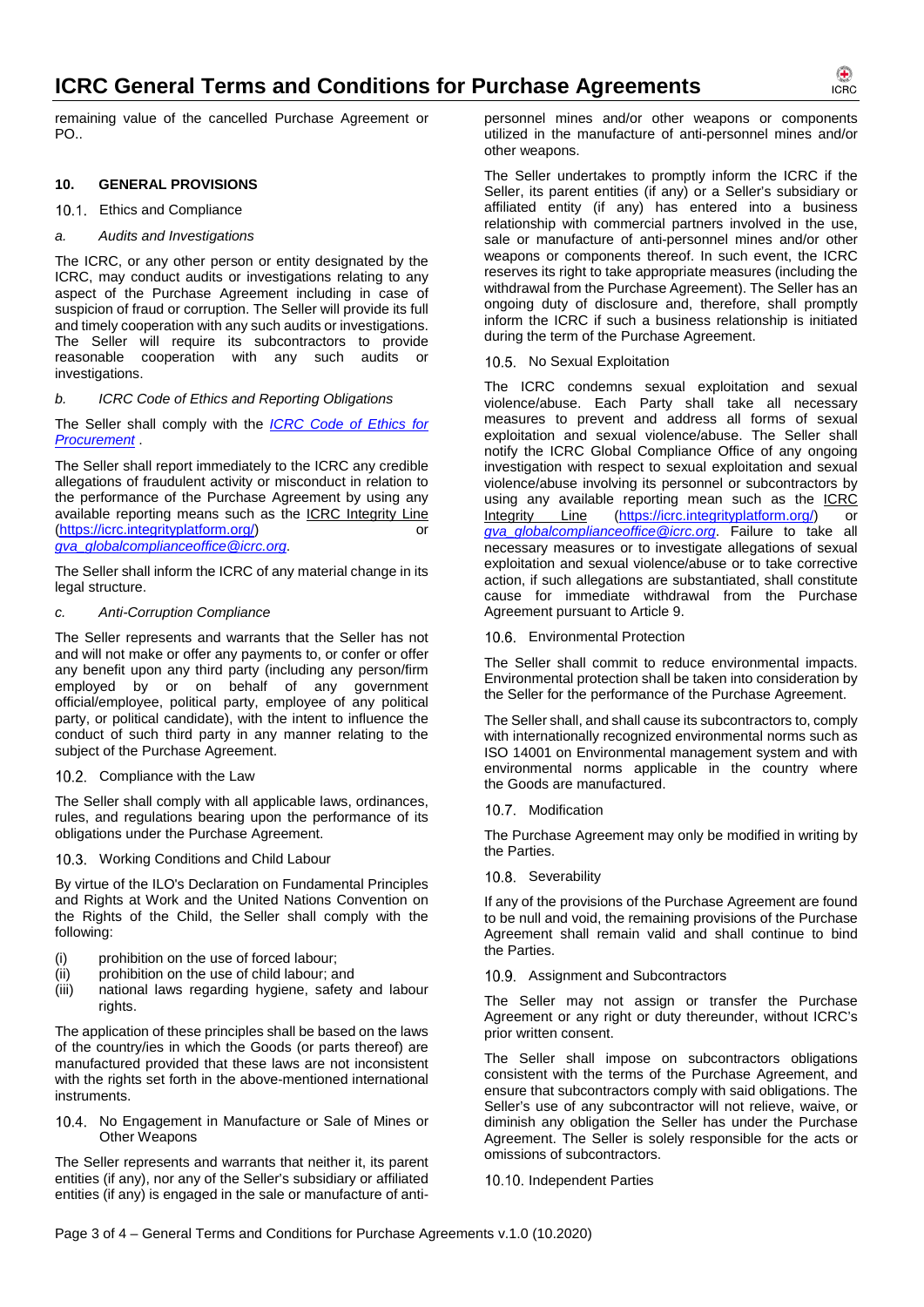remaining value of the cancelled Purchase Agreement or PO..

## 10. GENERAL PROVISIONS

### 10.1. Ethics and Compliance

*a. Audits and Investigations*

The ICRC, or any other person or entity designated by the ICRC, may conduct audits or investigations relating to any aspect of the Purchase Agreement including in case of suspicion of fraud or corruption. The Seller will provide its full and timely cooperation with any such audits or investigations. The Seller will require its subcontractors to provide reasonable cooperation with any such audits or investigations.

*b. ICRC Code of Ethics and Reporting Obligations*

The Seller shall comply with the *ICRC Code of Ethics for Procurement* .

The Seller shall report immediately to the ICRC any credible allegations of fraudulent activity or misconduct in relation to the performance of the Purchase Agreement by using any available reporting means such as the ICRC Integrity Line (https://icrc.integrityplatform.org/) or *gva_globalcomplianceoffice@icrc.org*.

The Seller shall inform the ICRC of any material change in its legal structure.

*c. Anti-Corruption Compliance*

The Seller represents and warrants that the Seller has not and will not make or offer any payments to, or confer or offer any benefit upon any third party (including any person/firm employed by or on behalf of any government official/employee, political party, employee of any political party, or political candidate), with the intent to influence the conduct of such third party in any manner relating to the subject of the Purchase Agreement.

### 10.2. Compliance with the Law

The Seller shall comply with all applicable laws, ordinances, rules, and regulations bearing upon the performance of its obligations under the Purchase Agreement.

### 10.3. Working Conditions and Child Labour

By virtue of the ILO's Declaration on Fundamental Principles and Rights at Work and the United Nations Convention on the Rights of the Child, the Seller shall comply with the following:

(i) prohibition on the use of forced labour;
(ii) prohibition on the use of child labour; and
(iii) national laws regarding hygiene, safety and labour rights.

The application of these principles shall be based on the laws of the country/ies in which the Goods (or parts thereof) are manufactured provided that these laws are not inconsistent with the rights set forth in the above-mentioned international instruments.

### 10.4. No Engagement in Manufacture or Sale of Mines or Other Weapons

The Seller represents and warrants that neither it, its parent entities (if any), nor any of the Seller's subsidiary or affiliated entities (if any) is engaged in the sale or manufacture of anti-personnel mines and/or other weapons or components utilized in the manufacture of anti-personnel mines and/or other weapons.

The Seller undertakes to promptly inform the ICRC if the Seller, its parent entities (if any) or a Seller's subsidiary or affiliated entity (if any) has entered into a business relationship with commercial partners involved in the use, sale or manufacture of anti-personnel mines and/or other weapons or components thereof. In such event, the ICRC reserves its right to take appropriate measures (including the withdrawal from the Purchase Agreement). The Seller has an ongoing duty of disclosure and, therefore, shall promptly inform the ICRC if such a business relationship is initiated during the term of the Purchase Agreement.

### 10.5. No Sexual Exploitation

The ICRC condemns sexual exploitation and sexual violence/abuse. Each Party shall take all necessary measures to prevent and address all forms of sexual exploitation and sexual violence/abuse. The Seller shall notify the ICRC Global Compliance Office of any ongoing investigation with respect to sexual exploitation and sexual violence/abuse involving its personnel or subcontractors by using any available reporting mean such as the ICRC Integrity Line (https://icrc.integrityplatform.org/) or *gva_globalcomplianceoffice@icrc.org*. Failure to take all necessary measures or to investigate allegations of sexual exploitation and sexual violence/abuse or to take corrective action, if such allegations are substantiated, shall constitute cause for immediate withdrawal from the Purchase Agreement pursuant to Article 9.

### 10.6. Environmental Protection

The Seller shall commit to reduce environmental impacts. Environmental protection shall be taken into consideration by the Seller for the performance of the Purchase Agreement.

The Seller shall, and shall cause its subcontractors to, comply with internationally recognized environmental norms such as ISO 14001 on Environmental management system and with environmental norms applicable in the country where the Goods are manufactured.

### 10.7. Modification

The Purchase Agreement may only be modified in writing by the Parties.

### 10.8. Severability

If any of the provisions of the Purchase Agreement are found to be null and void, the remaining provisions of the Purchase Agreement shall remain valid and shall continue to bind the Parties.

### 10.9. Assignment and Subcontractors

The Seller may not assign or transfer the Purchase Agreement or any right or duty thereunder, without ICRC's prior written consent.

The Seller shall impose on subcontractors obligations consistent with the terms of the Purchase Agreement, and ensure that subcontractors comply with said obligations. The Seller's use of any subcontractor will not relieve, waive, or diminish any obligation the Seller has under the Purchase Agreement. The Seller is solely responsible for the acts or omissions of subcontractors.

### 10.10. Independent Parties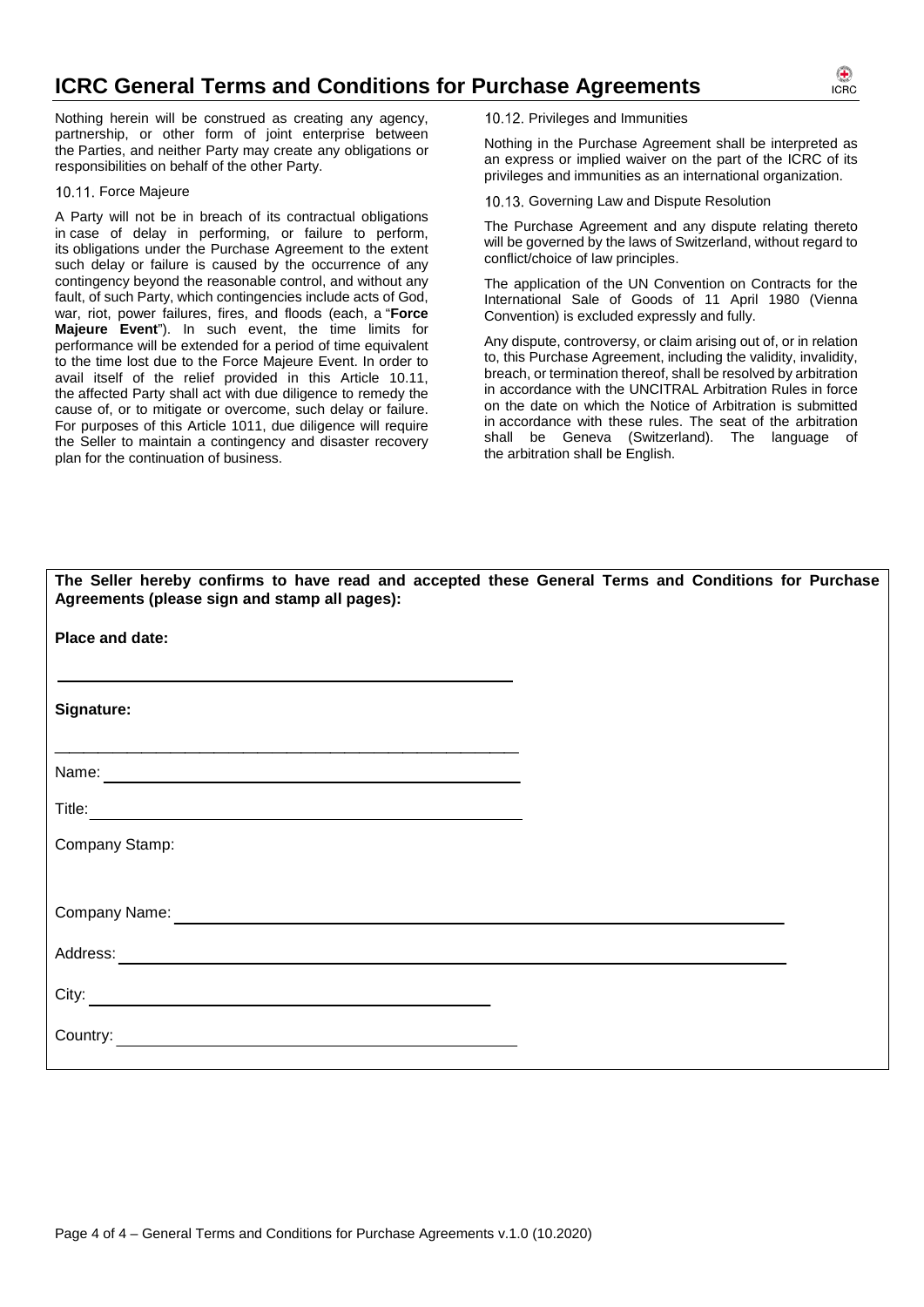Nothing herein will be construed as creating any agency, partnership, or other form of joint enterprise between the Parties, and neither Party may create any obligations or responsibilities on behalf of the other Party.

### 10.11. Force Majeure

A Party will not be in breach of its contractual obligations in case of delay in performing, or failure to perform, its obligations under the Purchase Agreement to the extent such delay or failure is caused by the occurrence of any contingency beyond the reasonable control, and without any fault, of such Party, which contingencies include acts of God, war, riot, power failures, fires, and floods (each, a "**Force Majeure Event**"). In such event, the time limits for performance will be extended for a period of time equivalent to the time lost due to the Force Majeure Event. In order to avail itself of the relief provided in this Article 10.11, the affected Party shall act with due diligence to remedy the cause of, or to mitigate or overcome, such delay or failure. For purposes of this Article 1011, due diligence will require the Seller to maintain a contingency and disaster recovery plan for the continuation of business.

### 10.12. Privileges and Immunities

Nothing in the Purchase Agreement shall be interpreted as an express or implied waiver on the part of the ICRC of its privileges and immunities as an international organization.

### 10.13. Governing Law and Dispute Resolution

The Purchase Agreement and any dispute relating thereto will be governed by the laws of Switzerland, without regard to conflict/choice of law principles.

The application of the UN Convention on Contracts for the International Sale of Goods of 11 April 1980 (Vienna Convention) is excluded expressly and fully.

Any dispute, controversy, or claim arising out of, or in relation to, this Purchase Agreement, including the validity, invalidity, breach, or termination thereof, shall be resolved by arbitration in accordance with the UNCITRAL Arbitration Rules in force on the date on which the Notice of Arbitration is submitted in accordance with these rules. The seat of the arbitration shall be Geneva (Switzerland). The language of the arbitration shall be English.

**The Seller hereby confirms to have read and accepted these General Terms and Conditions for Purchase Agreements (please sign and stamp all pages):**

**Place and date:**

______________________________

**Signature:**

______________________________

Name: ______________________________

Title: ______________________________

Company Stamp:

Company Name: ______________________________

Address: ______________________________

City: ______________________________

Country: ______________________________